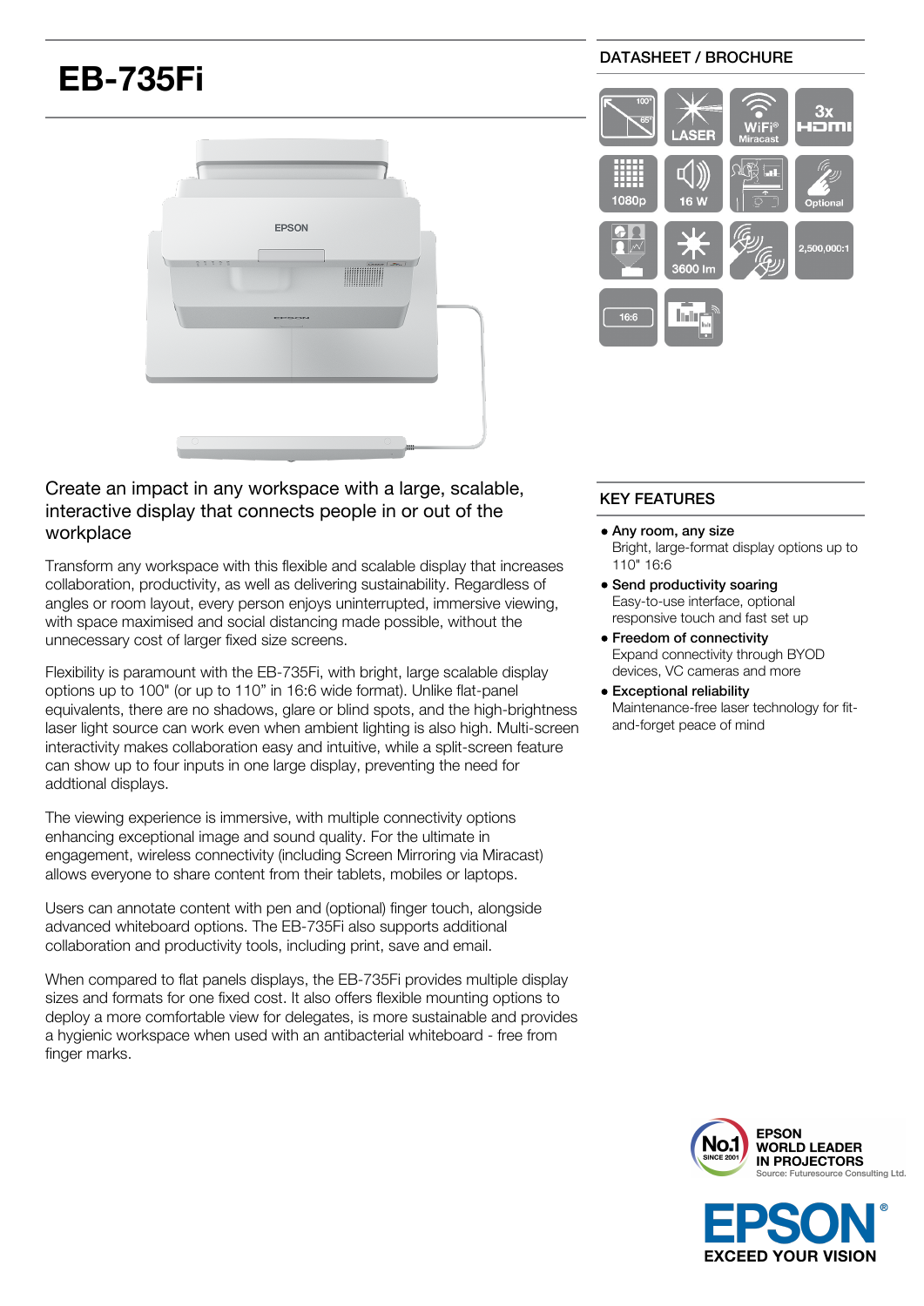# EB-735Fi

DATASHEET / BROCHURE

## Create an impact in any workspace with a large, scalable, interactive display that connects people in or out of the workplace

Transform any workspace with this flexible and scalable display that increases collaboration, productivity, as well as delivering sustainability. Regardless of angles or room layout, every person enjoys uninterrupted, immersive viewing, with space maximised and social distancing made possible, without the unnecessary cost of larger fixed size screens.

Flexibility is paramount with the EB-735Fi, with bright, large scalable display options up to 100" (or up to 110" in 16:6 wide format). Unlike flat-panel equivalents, there are no shadows, glare or blind spots, and the high-brightness laser light source can work even when ambient lighting is also high. Multi-screen interactivity makes collaboration easy and intuitive, while a split-screen feature can show up to four inputs in one large display, preventing the need for addtional displays.

The viewing experience is immersive, with multiple connectivity options enhancing exceptional image and sound quality. For the ultimate in engagement, wireless connectivity (including Screen Mirroring via Miracast) allows everyone to share content from their tablets, mobiles or laptops.

Users can annotate content with pen and (optional) finger touch, alongside advanced whiteboard options. The EB-735Fi also supports additional collaboration and productivity tools, including print, save and email.

When compared to flat panels displays, the EB-735Fi provides multiple display sizes and formats for one fixed cost. It also offers flexible mounting options to deploy a more comfortable view for delegates, is more sustainable and provides a hygienic workspace when used with an antibacterial whiteboard - free from finger marks.

## KEY FEATURES

- **Any room, any size**
  Bright, large-format display options up to 110" 16:6
- **Send productivity soaring**
  Easy-to-use interface, optional responsive touch and fast set up
- **Freedom of connectivity**
  Expand connectivity through BYOD devices, VC cameras and more
- **Exceptional reliability**
  Maintenance-free laser technology for fit-and-forget peace of mind

EPSON WORLD LEADER IN PROJECTORS
Source: Futuresource Consulting Ltd.

EPSON EXCEED YOUR VISION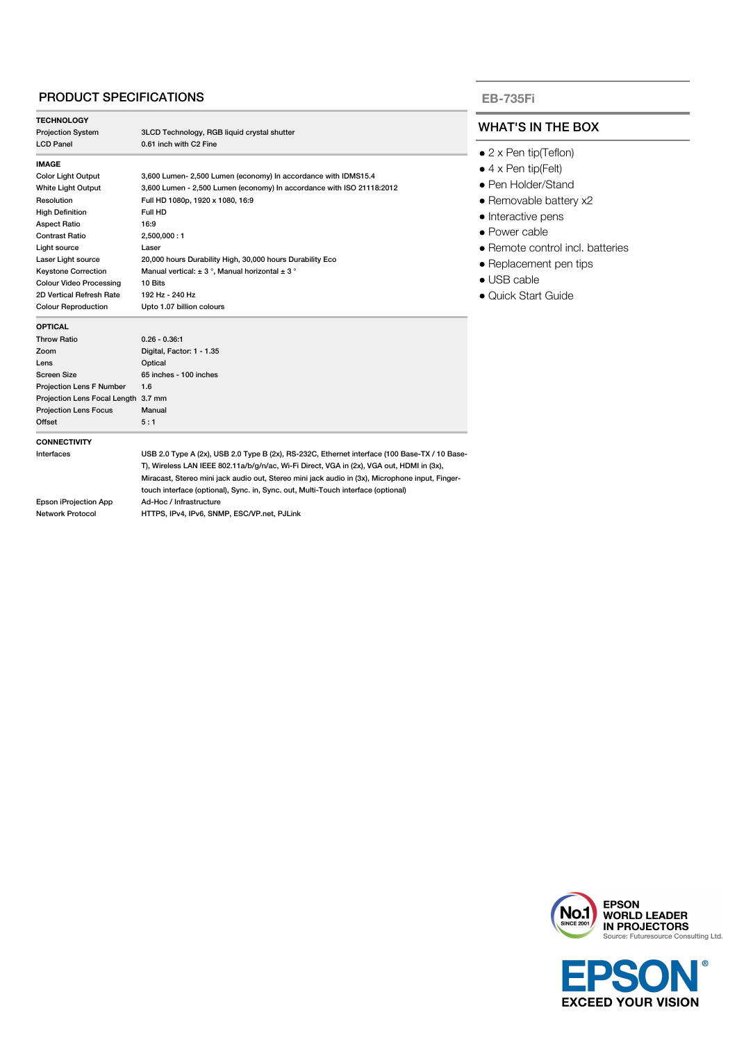## PRODUCT SPECIFICATIONS

| TECHNOLOGY | |
|---|---|
| Projection System | 3LCD Technology, RGB liquid crystal shutter |
| LCD Panel | 0.61 inch with C2 Fine |

| IMAGE | |
|---|---|
| Color Light Output | 3,600 Lumen- 2,500 Lumen (economy) In accordance with IDMS15.4 |
| White Light Output | 3,600 Lumen - 2,500 Lumen (economy) In accordance with ISO 21118:2012 |
| Resolution | Full HD 1080p, 1920 x 1080, 16:9 |
| High Definition | Full HD |
| Aspect Ratio | 16:9 |
| Contrast Ratio | 2,500,000 : 1 |
| Light source | Laser |
| Laser Light source | 20,000 hours Durability High, 30,000 hours Durability Eco |
| Keystone Correction | Manual vertical: ± 3 °, Manual horizontal ± 3 ° |
| Colour Video Processing | 10 Bits |
| 2D Vertical Refresh Rate | 192 Hz - 240 Hz |
| Colour Reproduction | Upto 1.07 billion colours |

| OPTICAL | |
|---|---|
| Throw Ratio | 0.26 - 0.36:1 |
| Zoom | Digital, Factor: 1 - 1.35 |
| Lens | Optical |
| Screen Size | 65 inches - 100 inches |
| Projection Lens F Number | 1.6 |
| Projection Lens Focal Length | 3.7 mm |
| Projection Lens Focus | Manual |
| Offset | 5 : 1 |

| CONNECTIVITY | |
|---|---|
| Interfaces | USB 2.0 Type A (2x), USB 2.0 Type B (2x), RS-232C, Ethernet interface (100 Base-TX / 10 Base-T), Wireless LAN IEEE 802.11a/b/g/n/ac, Wi-Fi Direct, VGA in (2x), VGA out, HDMI in (3x), Miracast, Stereo mini jack audio out, Stereo mini jack audio in (3x), Microphone input, Finger-touch interface (optional), Sync. in, Sync. out, Multi-Touch interface (optional) |
| Epson iProjection App | Ad-Hoc / Infrastructure |
| Network Protocol | HTTPS, IPv4, IPv6, SNMP, ESC/VP.net, PJLink |

**EB-735Fi**

## WHAT'S IN THE BOX

- 2 x Pen tip(Teflon)
- 4 x Pen tip(Felt)
- Pen Holder/Stand
- Removable battery x2
- Interactive pens
- Power cable
- Remote control incl. batteries
- Replacement pen tips
- USB cable
- Quick Start Guide

No.1 SINCE 2001 EPSON WORLD LEADER IN PROJECTORS
Source: Futuresource Consulting Ltd.

EPSON® EXCEED YOUR VISION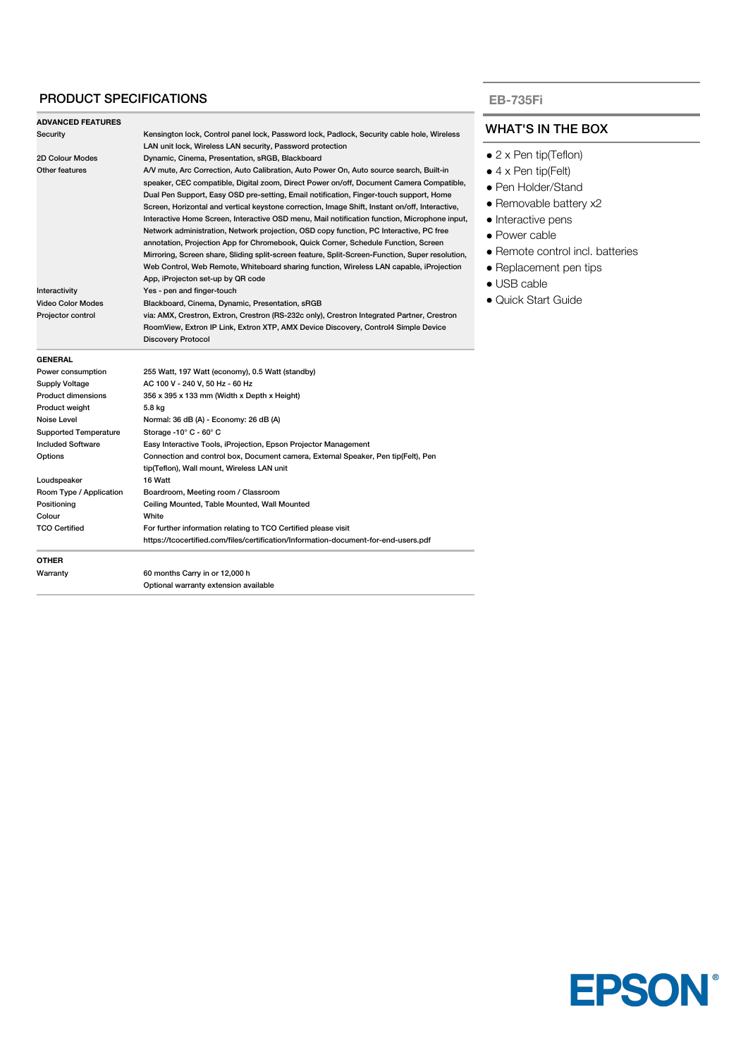## PRODUCT SPECIFICATIONS

| ADVANCED FEATURES | |
|---|---|
| Security | Kensington lock, Control panel lock, Password lock, Padlock, Security cable hole, Wireless LAN unit lock, Wireless LAN security, Password protection |
| 2D Colour Modes | Dynamic, Cinema, Presentation, sRGB, Blackboard |
| Other features | A/V mute, Arc Correction, Auto Calibration, Auto Power On, Auto source search, Built-in speaker, CEC compatible, Digital zoom, Direct Power on/off, Document Camera Compatible, Dual Pen Support, Easy OSD pre-setting, Email notification, Finger-touch support, Home Screen, Horizontal and vertical keystone correction, Image Shift, Instant on/off, Interactive, Interactive Home Screen, Interactive OSD menu, Mail notification function, Microphone input, Network administration, Network projection, OSD copy function, PC Interactive, PC free annotation, Projection App for Chromebook, Quick Corner, Schedule Function, Screen Mirroring, Screen share, Sliding split-screen feature, Split-Screen-Function, Super resolution, Web Control, Web Remote, Whiteboard sharing function, Wireless LAN capable, iProjection App, iProjecton set-up by QR code |
| Interactivity | Yes - pen and finger-touch |
| Video Color Modes | Blackboard, Cinema, Dynamic, Presentation, sRGB |
| Projector control | via: AMX, Crestron, Extron, Crestron (RS-232c only), Crestron Integrated Partner, Crestron RoomView, Extron IP Link, Extron XTP, AMX Device Discovery, Control4 Simple Device Discovery Protocol |

| GENERAL | |
|---|---|
| Power consumption | 255 Watt, 197 Watt (economy), 0.5 Watt (standby) |
| Supply Voltage | AC 100 V - 240 V, 50 Hz - 60 Hz |
| Product dimensions | 356 x 395 x 133 mm (Width x Depth x Height) |
| Product weight | 5.8 kg |
| Noise Level | Normal: 36 dB (A) - Economy: 26 dB (A) |
| Supported Temperature | Storage -10° C - 60° C |
| Included Software | Easy Interactive Tools, iProjection, Epson Projector Management |
| Options | Connection and control box, Document camera, External Speaker, Pen tip(Felt), Pen tip(Teflon), Wall mount, Wireless LAN unit |
| Loudspeaker | 16 Watt |
| Room Type / Application | Boardroom, Meeting room / Classroom |
| Positioning | Ceiling Mounted, Table Mounted, Wall Mounted |
| Colour | White |
| TCO Certified | For further information relating to TCO Certified please visit https://tcocertified.com/files/certification/Information-document-for-end-users.pdf |

| OTHER | |
|---|---|
| Warranty | 60 months Carry in or 12,000 h<br>Optional warranty extension available |

## EB-735Fi

## WHAT'S IN THE BOX

- 2 x Pen tip(Teflon)
- 4 x Pen tip(Felt)
- Pen Holder/Stand
- Removable battery x2
- Interactive pens
- Power cable
- Remote control incl. batteries
- Replacement pen tips
- USB cable
- Quick Start Guide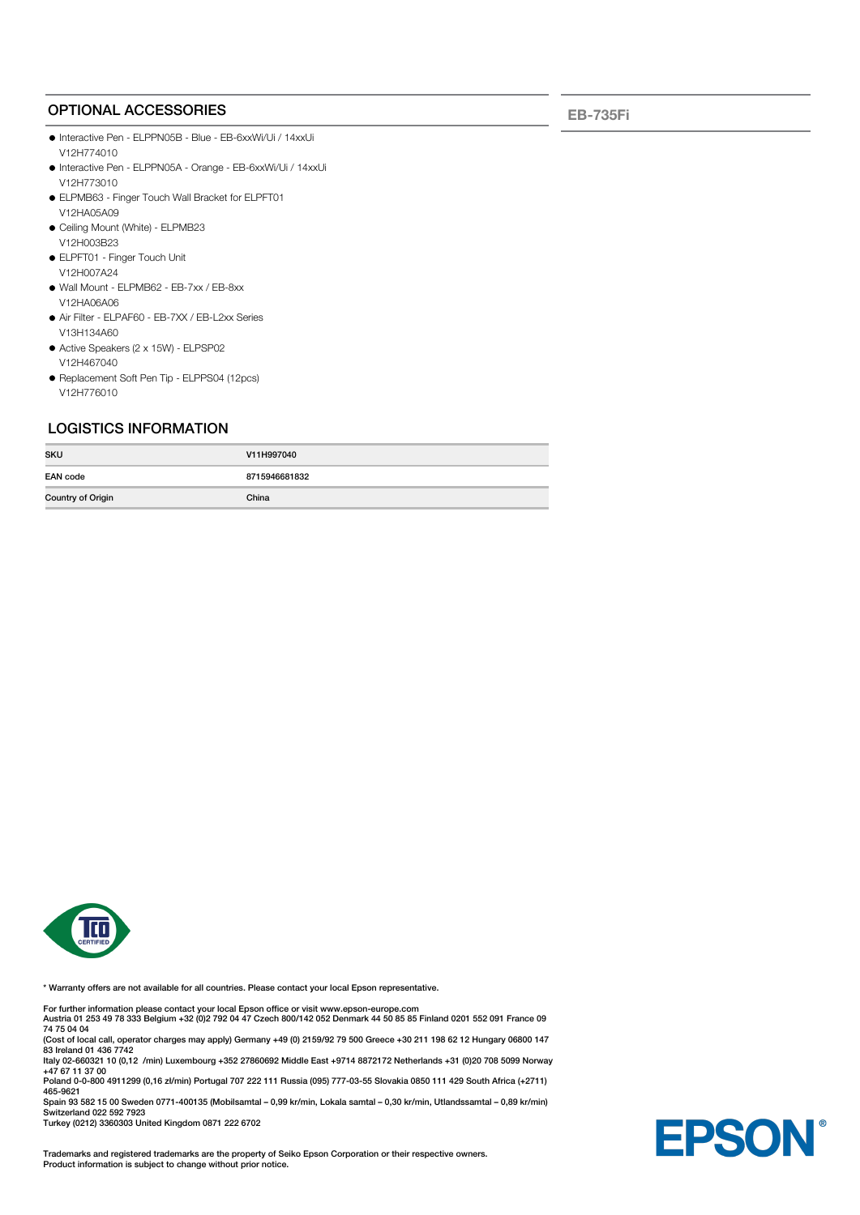## OPTIONAL ACCESSORIES

**EB-735Fi**

- Interactive Pen - ELPPN05B - Blue - EB-6xxWi/Ui / 14xxUi
  V12H774010
- Interactive Pen - ELPPN05A - Orange - EB-6xxWi/Ui / 14xxUi
  V12H773010
- ELPMB63 - Finger Touch Wall Bracket for ELPFT01
  V12HA05A09
- Ceiling Mount (White) - ELPMB23
  V12H003B23
- ELPFT01 - Finger Touch Unit
  V12H007A24
- Wall Mount - ELPMB62 - EB-7xx / EB-8xx
  V12HA06A06
- Air Filter - ELPAF60 - EB-7XX / EB-L2xx Series
  V13H134A60
- Active Speakers (2 x 15W) - ELPSP02
  V12H467040
- Replacement Soft Pen Tip - ELPPS04 (12pcs)
  V12H776010

## LOGISTICS INFORMATION

| | |
|---|---|
| SKU | V11H997040 |
| EAN code | 8715946681832 |
| Country of Origin | China |

\* Warranty offers are not available for all countries. Please contact your local Epson representative.

For further information please contact your local Epson office or visit www.epson-europe.com
Austria 01 253 49 78 333 Belgium +32 (0)2 792 04 47 Czech 800/142 052 Denmark 44 50 85 85 Finland 0201 552 091 France 09 74 75 04 04
(Cost of local call, operator charges may apply) Germany +49 (0) 2159/92 79 500 Greece +30 211 198 62 12 Hungary 06800 147 83 Ireland 01 436 7742
Italy 02-660321 10 (0,12 /min) Luxembourg +352 27860692 Middle East +9714 8872172 Netherlands +31 (0)20 708 5099 Norway +47 67 11 37 00
Poland 0-0-800 4911299 (0,16 zł/min) Portugal 707 222 111 Russia (095) 777-03-55 Slovakia 0850 111 429 South Africa (+2711) 465-9621
Spain 93 582 15 00 Sweden 0771-400135 (Mobilsamtal – 0,99 kr/min, Lokala samtal – 0,30 kr/min, Utlandssamtal – 0,89 kr/min) Switzerland 022 592 7923
Turkey (0212) 3360303 United Kingdom 0871 222 6702

Trademarks and registered trademarks are the property of Seiko Epson Corporation or their respective owners.
Product information is subject to change without prior notice.